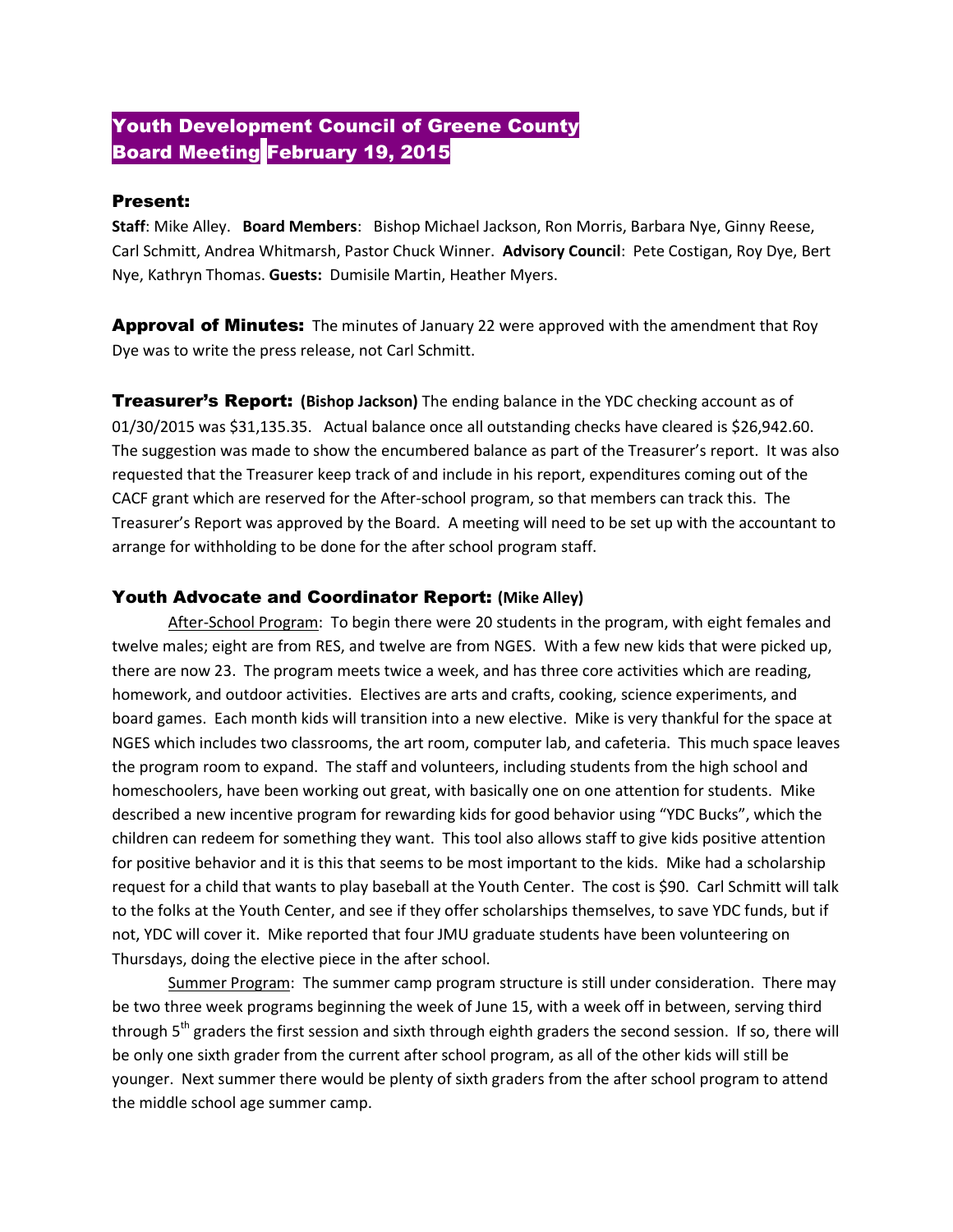# Youth Development Council of Greene County
# Board Meeting February 19, 2015

## Present:

**Staff**: Mike Alley. **Board Members**: Bishop Michael Jackson, Ron Morris, Barbara Nye, Ginny Reese, Carl Schmitt, Andrea Whitmarsh, Pastor Chuck Winner. **Advisory Council**: Pete Costigan, Roy Dye, Bert Nye, Kathryn Thomas. **Guests:** Dumisile Martin, Heather Myers.

**Approval of Minutes:** The minutes of January 22 were approved with the amendment that Roy Dye was to write the press release, not Carl Schmitt.

**Treasurer's Report: (Bishop Jackson)** The ending balance in the YDC checking account as of 01/30/2015 was $31,135.35. Actual balance once all outstanding checks have cleared is $26,942.60. The suggestion was made to show the encumbered balance as part of the Treasurer's report. It was also requested that the Treasurer keep track of and include in his report, expenditures coming out of the CACF grant which are reserved for the After-school program, so that members can track this. The Treasurer's Report was approved by the Board. A meeting will need to be set up with the accountant to arrange for withholding to be done for the after school program staff.

## Youth Advocate and Coordinator Report: (Mike Alley)

After-School Program: To begin there were 20 students in the program, with eight females and twelve males; eight are from RES, and twelve are from NGES. With a few new kids that were picked up, there are now 23. The program meets twice a week, and has three core activities which are reading, homework, and outdoor activities. Electives are arts and crafts, cooking, science experiments, and board games. Each month kids will transition into a new elective. Mike is very thankful for the space at NGES which includes two classrooms, the art room, computer lab, and cafeteria. This much space leaves the program room to expand. The staff and volunteers, including students from the high school and homeschoolers, have been working out great, with basically one on one attention for students. Mike described a new incentive program for rewarding kids for good behavior using "YDC Bucks", which the children can redeem for something they want. This tool also allows staff to give kids positive attention for positive behavior and it is this that seems to be most important to the kids. Mike had a scholarship request for a child that wants to play baseball at the Youth Center. The cost is $90. Carl Schmitt will talk to the folks at the Youth Center, and see if they offer scholarships themselves, to save YDC funds, but if not, YDC will cover it. Mike reported that four JMU graduate students have been volunteering on Thursdays, doing the elective piece in the after school.

Summer Program: The summer camp program structure is still under consideration. There may be two three week programs beginning the week of June 15, with a week off in between, serving third through 5th graders the first session and sixth through eighth graders the second session. If so, there will be only one sixth grader from the current after school program, as all of the other kids will still be younger. Next summer there would be plenty of sixth graders from the after school program to attend the middle school age summer camp.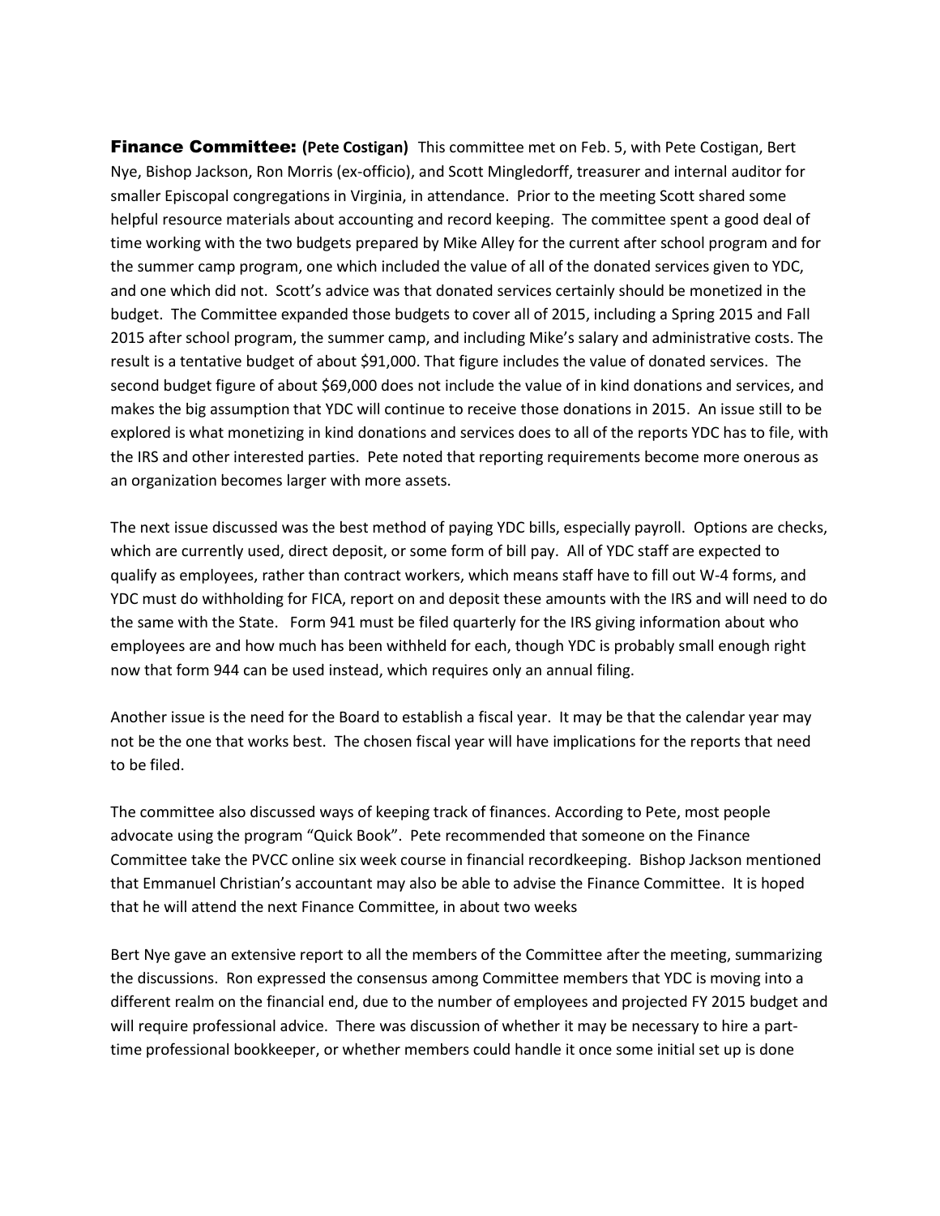**Finance Committee: (Pete Costigan)** This committee met on Feb. 5, with Pete Costigan, Bert Nye, Bishop Jackson, Ron Morris (ex-officio), and Scott Mingledorff, treasurer and internal auditor for smaller Episcopal congregations in Virginia, in attendance. Prior to the meeting Scott shared some helpful resource materials about accounting and record keeping. The committee spent a good deal of time working with the two budgets prepared by Mike Alley for the current after school program and for the summer camp program, one which included the value of all of the donated services given to YDC, and one which did not. Scott's advice was that donated services certainly should be monetized in the budget. The Committee expanded those budgets to cover all of 2015, including a Spring 2015 and Fall 2015 after school program, the summer camp, and including Mike's salary and administrative costs. The result is a tentative budget of about $91,000. That figure includes the value of donated services. The second budget figure of about $69,000 does not include the value of in kind donations and services, and makes the big assumption that YDC will continue to receive those donations in 2015. An issue still to be explored is what monetizing in kind donations and services does to all of the reports YDC has to file, with the IRS and other interested parties. Pete noted that reporting requirements become more onerous as an organization becomes larger with more assets.

The next issue discussed was the best method of paying YDC bills, especially payroll. Options are checks, which are currently used, direct deposit, or some form of bill pay. All of YDC staff are expected to qualify as employees, rather than contract workers, which means staff have to fill out W-4 forms, and YDC must do withholding for FICA, report on and deposit these amounts with the IRS and will need to do the same with the State. Form 941 must be filed quarterly for the IRS giving information about who employees are and how much has been withheld for each, though YDC is probably small enough right now that form 944 can be used instead, which requires only an annual filing.

Another issue is the need for the Board to establish a fiscal year. It may be that the calendar year may not be the one that works best. The chosen fiscal year will have implications for the reports that need to be filed.

The committee also discussed ways of keeping track of finances. According to Pete, most people advocate using the program "Quick Book". Pete recommended that someone on the Finance Committee take the PVCC online six week course in financial recordkeeping. Bishop Jackson mentioned that Emmanuel Christian's accountant may also be able to advise the Finance Committee. It is hoped that he will attend the next Finance Committee, in about two weeks

Bert Nye gave an extensive report to all the members of the Committee after the meeting, summarizing the discussions. Ron expressed the consensus among Committee members that YDC is moving into a different realm on the financial end, due to the number of employees and projected FY 2015 budget and will require professional advice. There was discussion of whether it may be necessary to hire a part-time professional bookkeeper, or whether members could handle it once some initial set up is done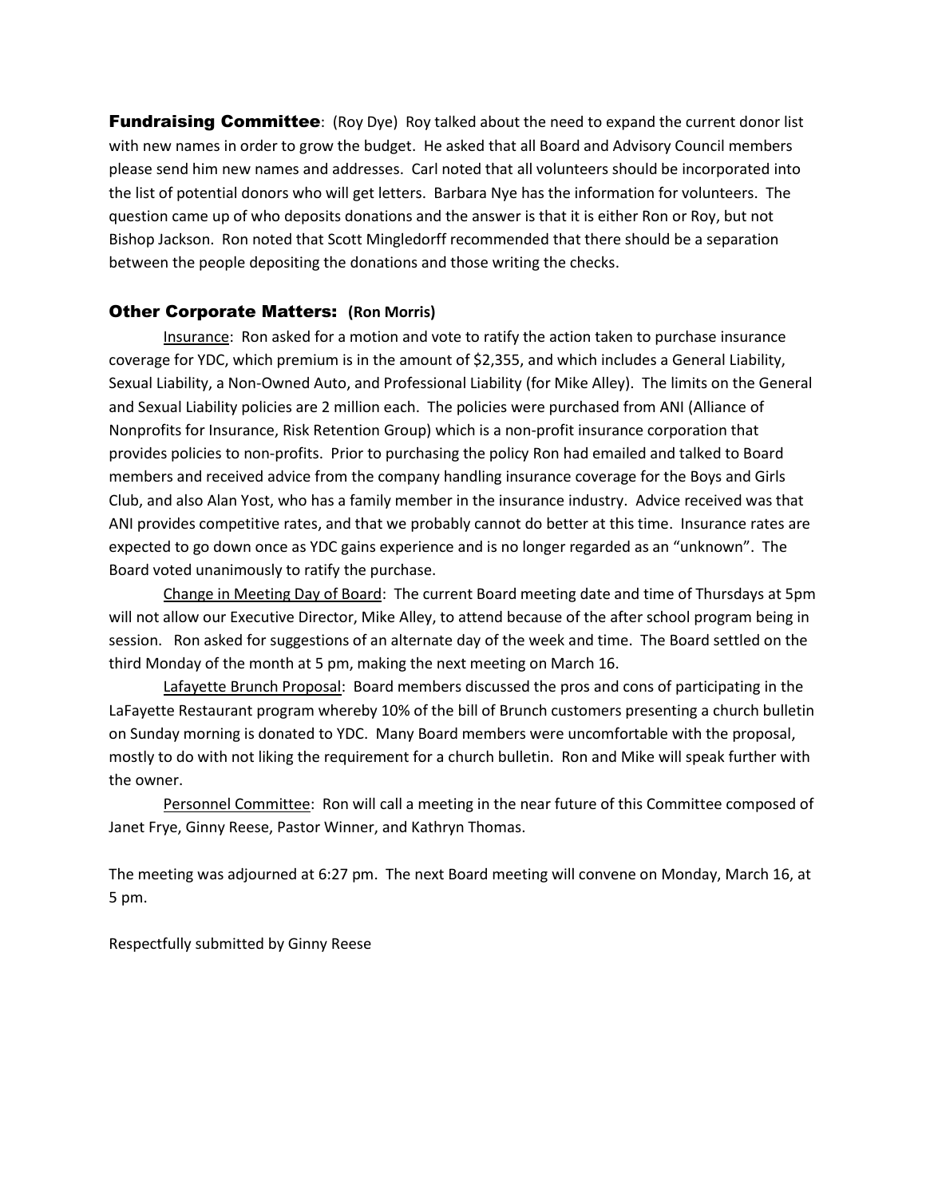**Fundraising Committee**: (Roy Dye) Roy talked about the need to expand the current donor list with new names in order to grow the budget. He asked that all Board and Advisory Council members please send him new names and addresses. Carl noted that all volunteers should be incorporated into the list of potential donors who will get letters. Barbara Nye has the information for volunteers. The question came up of who deposits donations and the answer is that it is either Ron or Roy, but not Bishop Jackson. Ron noted that Scott Mingledorff recommended that there should be a separation between the people depositing the donations and those writing the checks.

## Other Corporate Matters: (Ron Morris)

Insurance: Ron asked for a motion and vote to ratify the action taken to purchase insurance coverage for YDC, which premium is in the amount of $2,355, and which includes a General Liability, Sexual Liability, a Non-Owned Auto, and Professional Liability (for Mike Alley). The limits on the General and Sexual Liability policies are 2 million each. The policies were purchased from ANI (Alliance of Nonprofits for Insurance, Risk Retention Group) which is a non-profit insurance corporation that provides policies to non-profits. Prior to purchasing the policy Ron had emailed and talked to Board members and received advice from the company handling insurance coverage for the Boys and Girls Club, and also Alan Yost, who has a family member in the insurance industry. Advice received was that ANI provides competitive rates, and that we probably cannot do better at this time. Insurance rates are expected to go down once as YDC gains experience and is no longer regarded as an "unknown". The Board voted unanimously to ratify the purchase.

Change in Meeting Day of Board: The current Board meeting date and time of Thursdays at 5pm will not allow our Executive Director, Mike Alley, to attend because of the after school program being in session. Ron asked for suggestions of an alternate day of the week and time. The Board settled on the third Monday of the month at 5 pm, making the next meeting on March 16.

Lafayette Brunch Proposal: Board members discussed the pros and cons of participating in the LaFayette Restaurant program whereby 10% of the bill of Brunch customers presenting a church bulletin on Sunday morning is donated to YDC. Many Board members were uncomfortable with the proposal, mostly to do with not liking the requirement for a church bulletin. Ron and Mike will speak further with the owner.

Personnel Committee: Ron will call a meeting in the near future of this Committee composed of Janet Frye, Ginny Reese, Pastor Winner, and Kathryn Thomas.

The meeting was adjourned at 6:27 pm. The next Board meeting will convene on Monday, March 16, at 5 pm.

Respectfully submitted by Ginny Reese